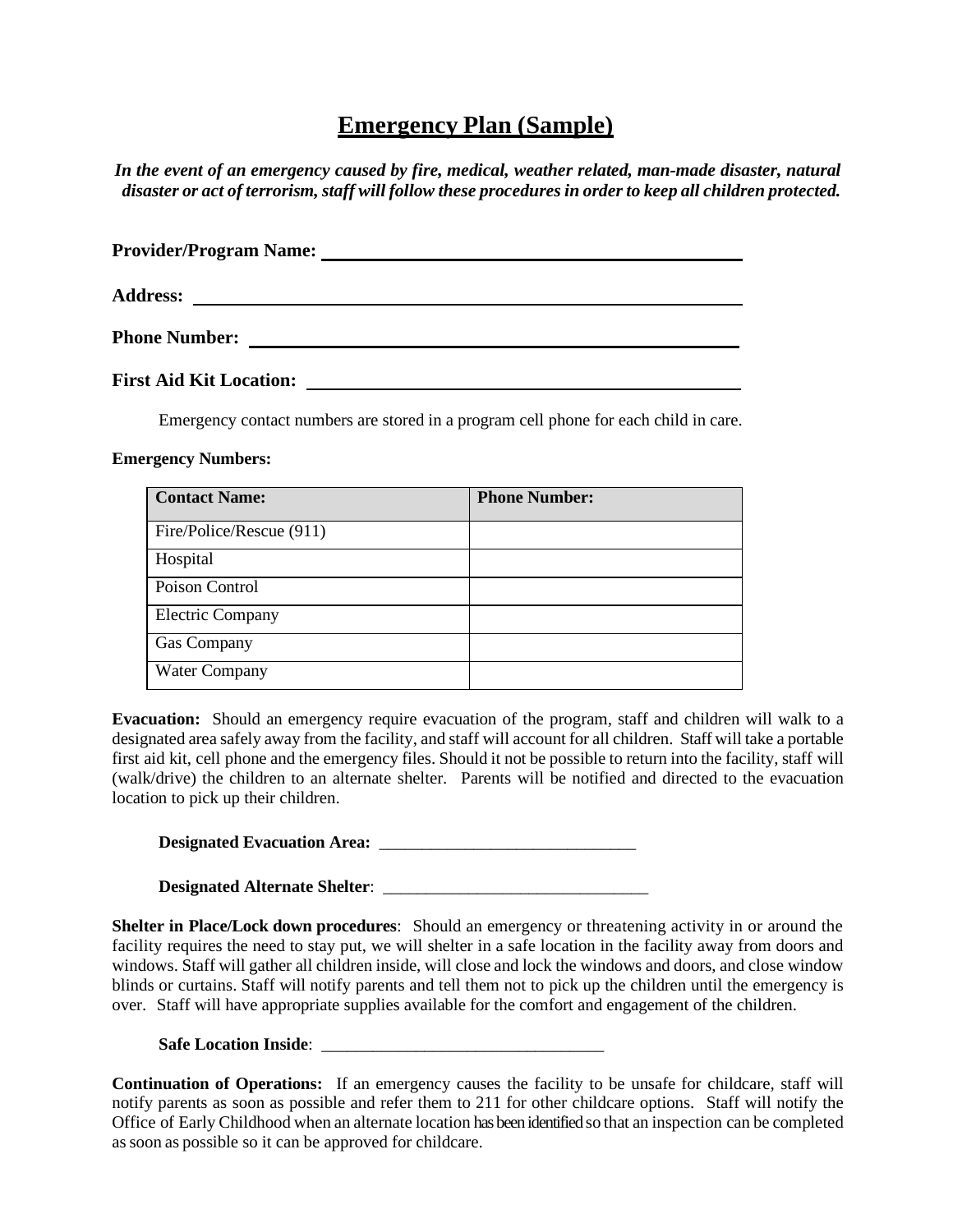# Emergency Plan (Sample)

***In the event of an emergency caused by fire, medical, weather related, man-made disaster, natural disaster or act of terrorism, staff will follow these procedures in order to keep all children protected.***

**Provider/Program Name:** ______________________________________________

**Address:** ______________________________________________

**Phone Number:** ______________________________________________

**First Aid Kit Location:** ______________________________________________

Emergency contact numbers are stored in a program cell phone for each child in care.

**Emergency Numbers:**

| Contact Name: | Phone Number: |
|---|---|
| Fire/Police/Rescue (911) | |
| Hospital | |
| Poison Control | |
| Electric Company | |
| Gas Company | |
| Water Company | |

**Evacuation:** Should an emergency require evacuation of the program, staff and children will walk to a designated area safely away from the facility, and staff will account for all children. Staff will take a portable first aid kit, cell phone and the emergency files. Should it not be possible to return into the facility, staff will (walk/drive) the children to an alternate shelter. Parents will be notified and directed to the evacuation location to pick up their children.

**Designated Evacuation Area:** ______________________________

**Designated Alternate Shelter**: ______________________________

**Shelter in Place/Lock down procedures**: Should an emergency or threatening activity in or around the facility requires the need to stay put, we will shelter in a safe location in the facility away from doors and windows. Staff will gather all children inside, will close and lock the windows and doors, and close window blinds or curtains. Staff will notify parents and tell them not to pick up the children until the emergency is over. Staff will have appropriate supplies available for the comfort and engagement of the children.

**Safe Location Inside**: ______________________________

**Continuation of Operations:** If an emergency causes the facility to be unsafe for childcare, staff will notify parents as soon as possible and refer them to 211 for other childcare options. Staff will notify the Office of Early Childhood when an alternate location has been identified so that an inspection can be completed as soon as possible so it can be approved for childcare.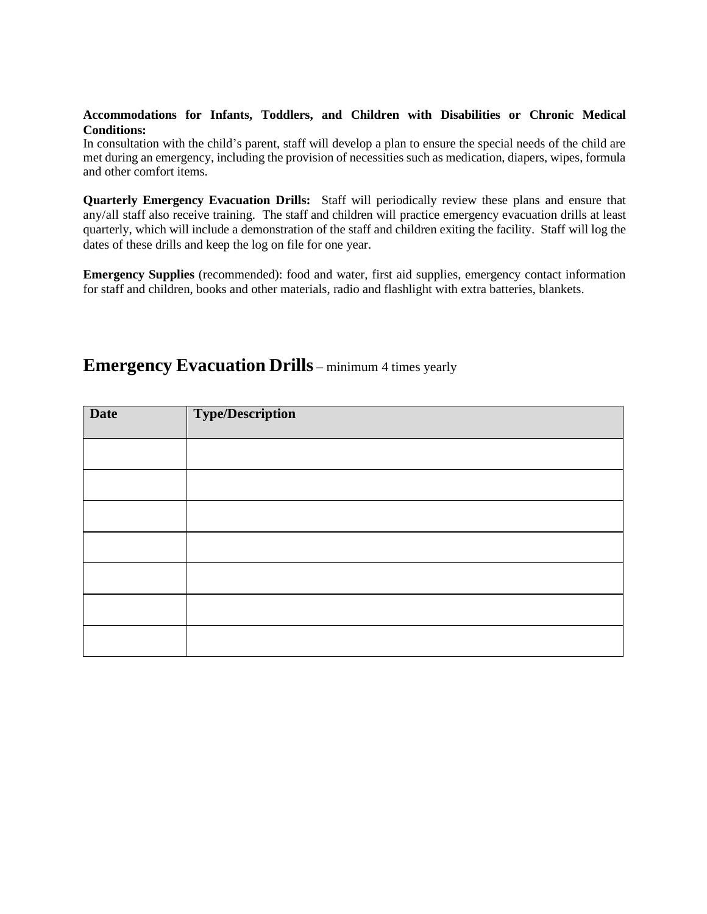**Accommodations for Infants, Toddlers, and Children with Disabilities or Chronic Medical Conditions:**
In consultation with the child's parent, staff will develop a plan to ensure the special needs of the child are met during an emergency, including the provision of necessities such as medication, diapers, wipes, formula and other comfort items.

**Quarterly Emergency Evacuation Drills:** Staff will periodically review these plans and ensure that any/all staff also receive training. The staff and children will practice emergency evacuation drills at least quarterly, which will include a demonstration of the staff and children exiting the facility. Staff will log the dates of these drills and keep the log on file for one year.

**Emergency Supplies** (recommended): food and water, first aid supplies, emergency contact information for staff and children, books and other materials, radio and flashlight with extra batteries, blankets.

## Emergency Evacuation Drills – minimum 4 times yearly

| Date | Type/Description |
|---|---|
| | |
| | |
| | |
| | |
| | |
| | |
| | |